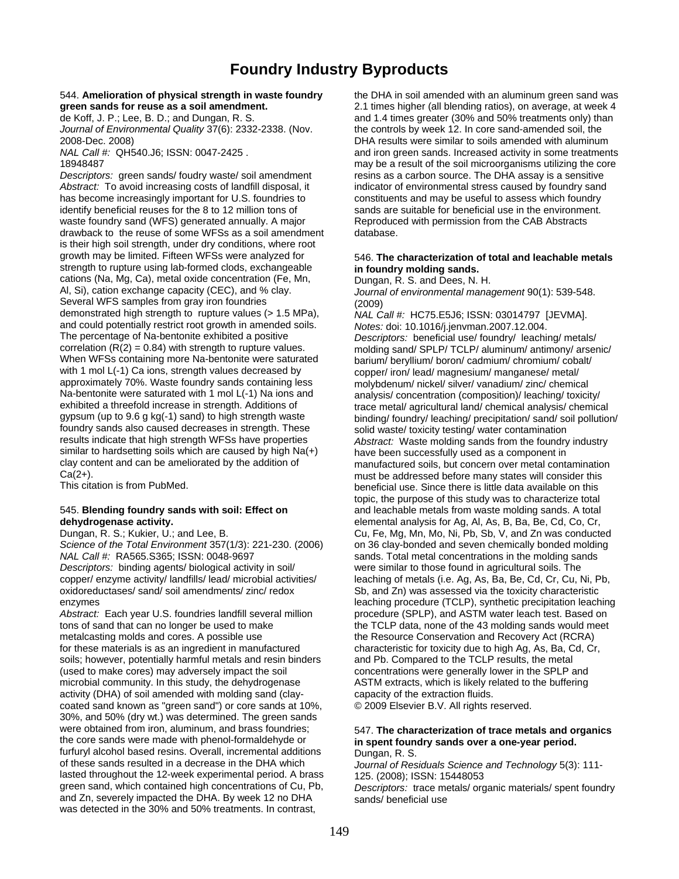# Foundry Industry Byproducts

544. **Amelioration of physical strength in waste foundry green sands for reuse as a soil amendment.**
de Koff, J. P.; Lee, B. D.; and Dungan, R. S.
*Journal of Environmental Quality* 37(6): 2332-2338. (Nov. 2008-Dec. 2008)
*NAL Call #:* QH540.J6; ISSN: 0047-2425 .
18948487
*Descriptors:* green sands/ foudry waste/ soil amendment
*Abstract:* To avoid increasing costs of landfill disposal, it has become increasingly important for U.S. foundries to identify beneficial reuses for the 8 to 12 million tons of waste foundry sand (WFS) generated annually. A major drawback to the reuse of some WFSs as a soil amendment is their high soil strength, under dry conditions, where root growth may be limited. Fifteen WFSs were analyzed for strength to rupture using lab-formed clods, exchangeable cations (Na, Mg, Ca), metal oxide concentration (Fe, Mn, Al, Si), cation exchange capacity (CEC), and % clay. Several WFS samples from gray iron foundries demonstrated high strength to rupture values (> 1.5 MPa), and could potentially restrict root growth in amended soils. The percentage of Na-bentonite exhibited a positive correlation ($R(2) = 0.84$) with strength to rupture values. When WFSs containing more Na-bentonite were saturated with 1 mol L(-1) Ca ions, strength values decreased by approximately 70%. Waste foundry sands containing less Na-bentonite were saturated with 1 mol L(-1) Na ions and exhibited a threefold increase in strength. Additions of gypsum (up to 9.6 g kg(-1) sand) to high strength waste foundry sands also caused decreases in strength. These results indicate that high strength WFSs have properties similar to hardsetting soils which are caused by high $Na(+)$ clay content and can be ameliorated by the addition of $Ca(2+)$.
This citation is from PubMed.

545. **Blending foundry sands with soil: Effect on dehydrogenase activity.**
Dungan, R. S.; Kukier, U.; and Lee, B.
*Science of the Total Environment* 357(1/3): 221-230. (2006)
*NAL Call #:* RA565.S365; ISSN: 0048-9697
*Descriptors:* binding agents/ biological activity in soil/ copper/ enzyme activity/ landfills/ lead/ microbial activities/ oxidoreductases/ sand/ soil amendments/ zinc/ redox enzymes
*Abstract:* Each year U.S. foundries landfill several million tons of sand that can no longer be used to make metalcasting molds and cores. A possible use for these materials is as an ingredient in manufactured soils; however, potentially harmful metals and resin binders (used to make cores) may adversely impact the soil microbial community. In this study, the dehydrogenase activity (DHA) of soil amended with molding sand (clay-coated sand known as "green sand") or core sands at 10%, 30%, and 50% (dry wt.) was determined. The green sands were obtained from iron, aluminum, and brass foundries; the core sands were made with phenol-formaldehyde or furfuryl alcohol based resins. Overall, incremental additions of these sands resulted in a decrease in the DHA which lasted throughout the 12-week experimental period. A brass green sand, which contained high concentrations of Cu, Pb, and Zn, severely impacted the DHA. By week 12 no DHA was detected in the 30% and 50% treatments. In contrast, the DHA in soil amended with an aluminum green sand was 2.1 times higher (all blending ratios), on average, at week 4 and 1.4 times greater (30% and 50% treatments only) than the controls by week 12. In core sand-amended soil, the DHA results were similar to soils amended with aluminum and iron green sands. Increased activity in some treatments may be a result of the soil microorganisms utilizing the core resins as a carbon source. The DHA assay is a sensitive indicator of environmental stress caused by foundry sand constituents and may be useful to assess which foundry sands are suitable for beneficial use in the environment.
Reproduced with permission from the CAB Abstracts database.

546. **The characterization of total and leachable metals in foundry molding sands.**
Dungan, R. S. and Dees, N. H.
*Journal of environmental management* 90(1): 539-548. (2009)
*NAL Call #:* HC75.E5J6; ISSN: 03014797 [JEVMA].
*Notes:* doi: 10.1016/j.jenvman.2007.12.004.
*Descriptors:* beneficial use/ foundry/ leaching/ metals/ molding sand/ SPLP/ TCLP/ aluminum/ antimony/ arsenic/ barium/ beryllium/ boron/ cadmium/ chromium/ cobalt/ copper/ iron/ lead/ magnesium/ manganese/ metal/ molybdenum/ nickel/ silver/ vanadium/ zinc/ chemical analysis/ concentration (composition)/ leaching/ toxicity/ trace metal/ agricultural land/ chemical analysis/ chemical binding/ foundry/ leaching/ precipitation/ sand/ soil pollution/ solid waste/ toxicity testing/ water contamination
*Abstract:* Waste molding sands from the foundry industry have been successfully used as a component in manufactured soils, but concern over metal contamination must be addressed before many states will consider this beneficial use. Since there is little data available on this topic, the purpose of this study was to characterize total and leachable metals from waste molding sands. A total elemental analysis for Ag, Al, As, B, Ba, Be, Cd, Co, Cr, Cu, Fe, Mg, Mn, Mo, Ni, Pb, Sb, V, and Zn was conducted on 36 clay-bonded and seven chemically bonded molding sands. Total metal concentrations in the molding sands were similar to those found in agricultural soils. The leaching of metals (i.e. Ag, As, Ba, Be, Cd, Cr, Cu, Ni, Pb, Sb, and Zn) was assessed via the toxicity characteristic leaching procedure (TCLP), synthetic precipitation leaching procedure (SPLP), and ASTM water leach test. Based on the TCLP data, none of the 43 molding sands would meet the Resource Conservation and Recovery Act (RCRA) characteristic for toxicity due to high Ag, As, Ba, Cd, Cr, and Pb. Compared to the TCLP results, the metal concentrations were generally lower in the SPLP and ASTM extracts, which is likely related to the buffering capacity of the extraction fluids.
© 2009 Elsevier B.V. All rights reserved.

547. **The characterization of trace metals and organics in spent foundry sands over a one-year period.**
Dungan, R. S.
*Journal of Residuals Science and Technology* 5(3): 111-125. (2008); ISSN: 15448053
*Descriptors:* trace metals/ organic materials/ spent foundry sands/ beneficial use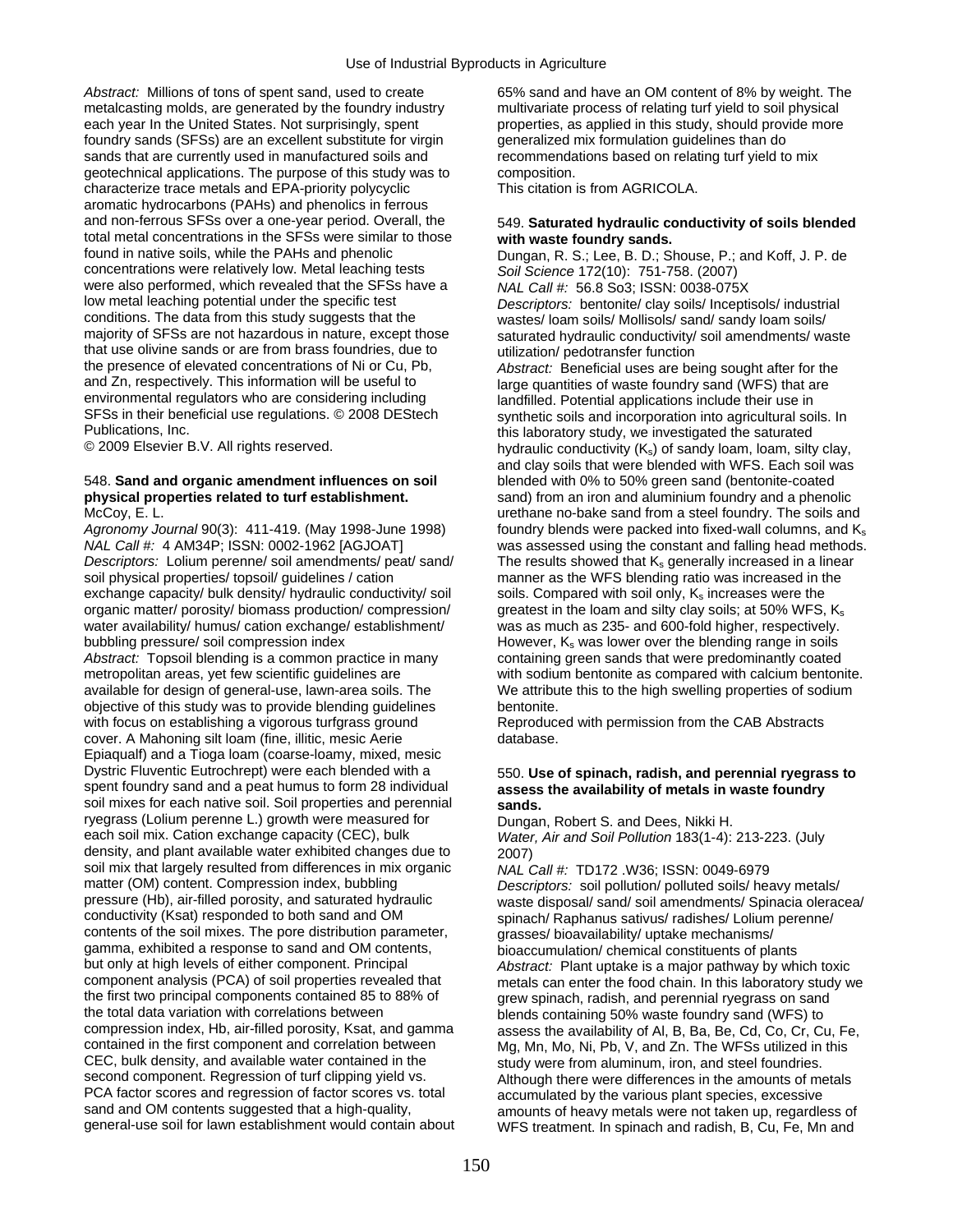*Abstract:* Millions of tons of spent sand, used to create metalcasting molds, are generated by the foundry industry each year In the United States. Not surprisingly, spent foundry sands (SFSs) are an excellent substitute for virgin sands that are currently used in manufactured soils and geotechnical applications. The purpose of this study was to characterize trace metals and EPA-priority polycyclic aromatic hydrocarbons (PAHs) and phenolics in ferrous and non-ferrous SFSs over a one-year period. Overall, the total metal concentrations in the SFSs were similar to those found in native soils, while the PAHs and phenolic concentrations were relatively low. Metal leaching tests were also performed, which revealed that the SFSs have a low metal leaching potential under the specific test conditions. The data from this study suggests that the majority of SFSs are not hazardous in nature, except those that use olivine sands or are from brass foundries, due to the presence of elevated concentrations of Ni or Cu, Pb, and Zn, respectively. This information will be useful to environmental regulators who are considering including SFSs in their beneficial use regulations. © 2008 DEStech Publications, Inc.
© 2009 Elsevier B.V. All rights reserved.

548. **Sand and organic amendment influences on soil physical properties related to turf establishment.**
McCoy, E. L.
*Agronomy Journal* 90(3): 411-419. (May 1998-June 1998)
*NAL Call #:* 4 AM34P; ISSN: 0002-1962 [AGJOAT]
*Descriptors:* Lolium perenne/ soil amendments/ peat/ sand/ soil physical properties/ topsoil/ guidelines / cation exchange capacity/ bulk density/ hydraulic conductivity/ soil organic matter/ porosity/ biomass production/ compression/ water availability/ humus/ cation exchange/ establishment/ bubbling pressure/ soil compression index
*Abstract:* Topsoil blending is a common practice in many metropolitan areas, yet few scientific guidelines are available for design of general-use, lawn-area soils. The objective of this study was to provide blending guidelines with focus on establishing a vigorous turfgrass ground cover. A Mahoning silt loam (fine, illitic, mesic Aerie Epiaqualf) and a Tioga loam (coarse-loamy, mixed, mesic Dystric Fluventic Eutrochrept) were each blended with a spent foundry sand and a peat humus to form 28 individual soil mixes for each native soil. Soil properties and perennial ryegrass (Lolium perenne L.) growth were measured for each soil mix. Cation exchange capacity (CEC), bulk density, and plant available water exhibited changes due to soil mix that largely resulted from differences in mix organic matter (OM) content. Compression index, bubbling pressure (Hb), air-filled porosity, and saturated hydraulic conductivity (Ksat) responded to both sand and OM contents of the soil mixes. The pore distribution parameter, gamma, exhibited a response to sand and OM contents, but only at high levels of either component. Principal component analysis (PCA) of soil properties revealed that the first two principal components contained 85 to 88% of the total data variation with correlations between compression index, Hb, air-filled porosity, Ksat, and gamma contained in the first component and correlation between CEC, bulk density, and available water contained in the second component. Regression of turf clipping yield vs. PCA factor scores and regression of factor scores vs. total sand and OM contents suggested that a high-quality, general-use soil for lawn establishment would contain about 65% sand and have an OM content of 8% by weight. The multivariate process of relating turf yield to soil physical properties, as applied in this study, should provide more generalized mix formulation guidelines than do recommendations based on relating turf yield to mix composition.
This citation is from AGRICOLA.

549. **Saturated hydraulic conductivity of soils blended with waste foundry sands.**
Dungan, R. S.; Lee, B. D.; Shouse, P.; and Koff, J. P. de
*Soil Science* 172(10): 751-758. (2007)
*NAL Call #:* 56.8 So3; ISSN: 0038-075X
*Descriptors:* bentonite/ clay soils/ Inceptisols/ industrial wastes/ loam soils/ Mollisols/ sand/ sandy loam soils/ saturated hydraulic conductivity/ soil amendments/ waste utilization/ pedotransfer function
*Abstract:* Beneficial uses are being sought after for the large quantities of waste foundry sand (WFS) that are landfilled. Potential applications include their use in synthetic soils and incorporation into agricultural soils. In this laboratory study, we investigated the saturated hydraulic conductivity ($K_s$) of sandy loam, loam, silty clay, and clay soils that were blended with WFS. Each soil was blended with 0% to 50% green sand (bentonite-coated sand) from an iron and aluminium foundry and a phenolic urethane no-bake sand from a steel foundry. The soils and foundry blends were packed into fixed-wall columns, and $K_s$ was assessed using the constant and falling head methods. The results showed that $K_s$ generally increased in a linear manner as the WFS blending ratio was increased in the soils. Compared with soil only, $K_s$ increases were the greatest in the loam and silty clay soils; at 50% WFS, $K_s$ was as much as 235- and 600-fold higher, respectively. However, $K_s$ was lower over the blending range in soils containing green sands that were predominantly coated with sodium bentonite as compared with calcium bentonite. We attribute this to the high swelling properties of sodium bentonite.
Reproduced with permission from the CAB Abstracts database.

550. **Use of spinach, radish, and perennial ryegrass to assess the availability of metals in waste foundry sands.**
Dungan, Robert S. and Dees, Nikki H.
*Water, Air and Soil Pollution* 183(1-4): 213-223. (July 2007)
*NAL Call #:* TD172 .W36; ISSN: 0049-6979
*Descriptors:* soil pollution/ polluted soils/ heavy metals/ waste disposal/ sand/ soil amendments/ Spinacia oleracea/ spinach/ Raphanus sativus/ radishes/ Lolium perenne/ grasses/ bioavailability/ uptake mechanisms/ bioaccumulation/ chemical constituents of plants
*Abstract:* Plant uptake is a major pathway by which toxic metals can enter the food chain. In this laboratory study we grew spinach, radish, and perennial ryegrass on sand blends containing 50% waste foundry sand (WFS) to assess the availability of Al, B, Ba, Be, Cd, Co, Cr, Cu, Fe, Mg, Mn, Mo, Ni, Pb, V, and Zn. The WFSs utilized in this study were from aluminum, iron, and steel foundries. Although there were differences in the amounts of metals accumulated by the various plant species, excessive amounts of heavy metals were not taken up, regardless of WFS treatment. In spinach and radish, B, Cu, Fe, Mn and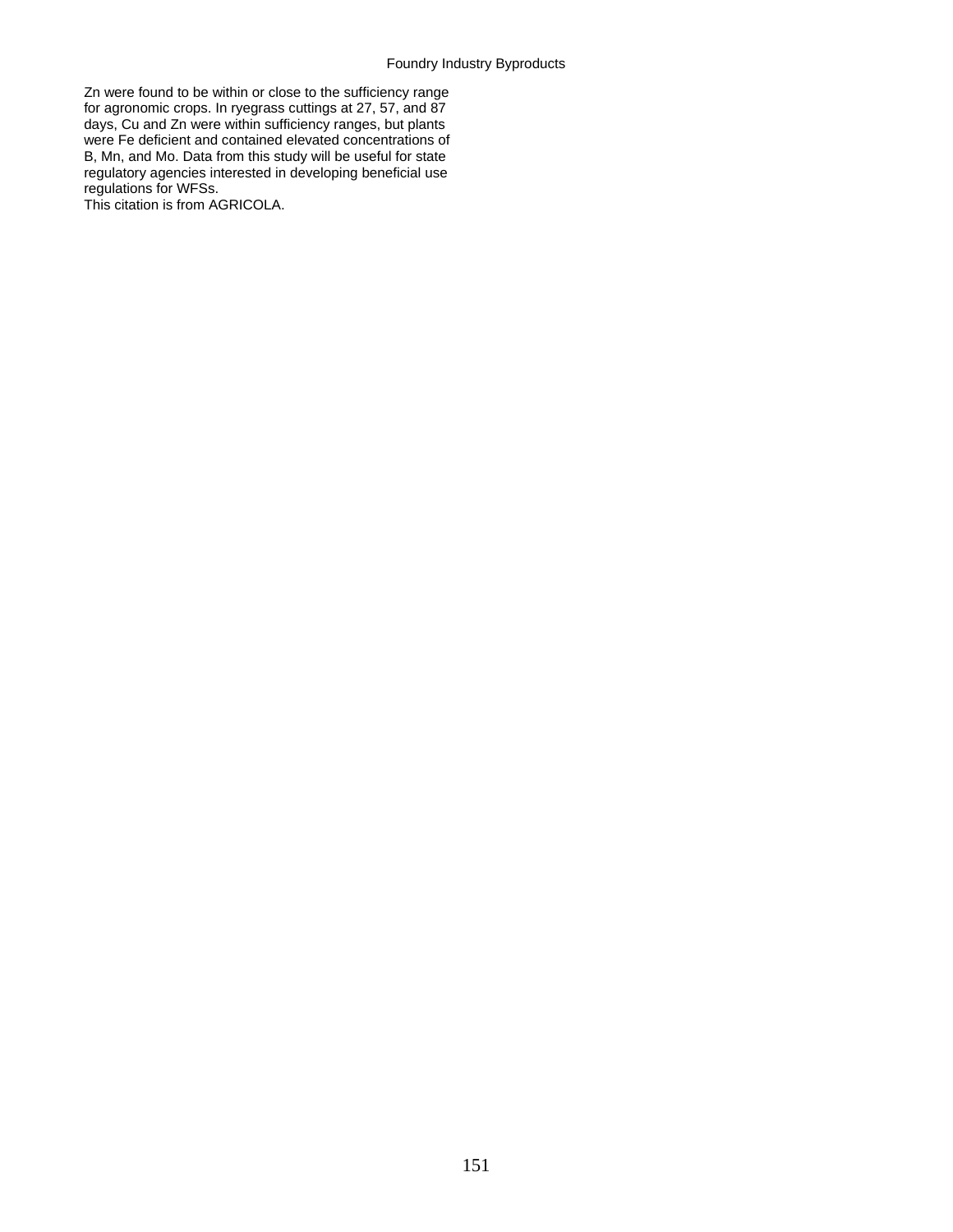Zn were found to be within or close to the sufficiency range for agronomic crops. In ryegrass cuttings at 27, 57, and 87 days, Cu and Zn were within sufficiency ranges, but plants were Fe deficient and contained elevated concentrations of B, Mn, and Mo. Data from this study will be useful for state regulatory agencies interested in developing beneficial use regulations for WFSs.

This citation is from AGRICOLA.